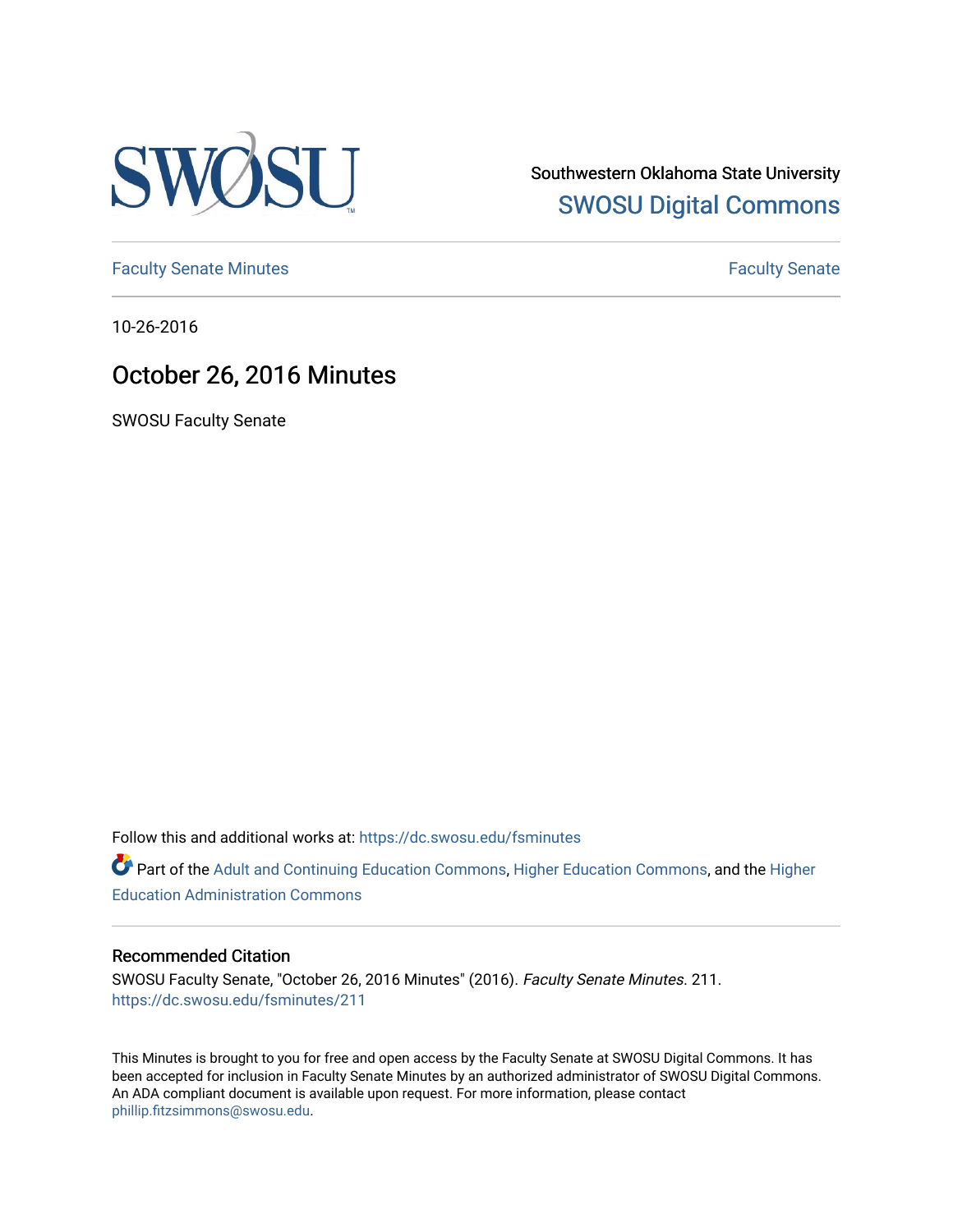Southwestern Oklahoma State University

SWOSU Digital Commons

Faculty Senate Minutes

Faculty Senate

10-26-2016

# October 26, 2016 Minutes

SWOSU Faculty Senate

Follow this and additional works at: https://dc.swosu.edu/fsminutes

Part of the Adult and Continuing Education Commons, Higher Education Commons, and the Higher Education Administration Commons

## Recommended Citation

SWOSU Faculty Senate, "October 26, 2016 Minutes" (2016). *Faculty Senate Minutes*. 211.
https://dc.swosu.edu/fsminutes/211

This Minutes is brought to you for free and open access by the Faculty Senate at SWOSU Digital Commons. It has been accepted for inclusion in Faculty Senate Minutes by an authorized administrator of SWOSU Digital Commons. An ADA compliant document is available upon request. For more information, please contact phillip.fitzsimmons@swosu.edu.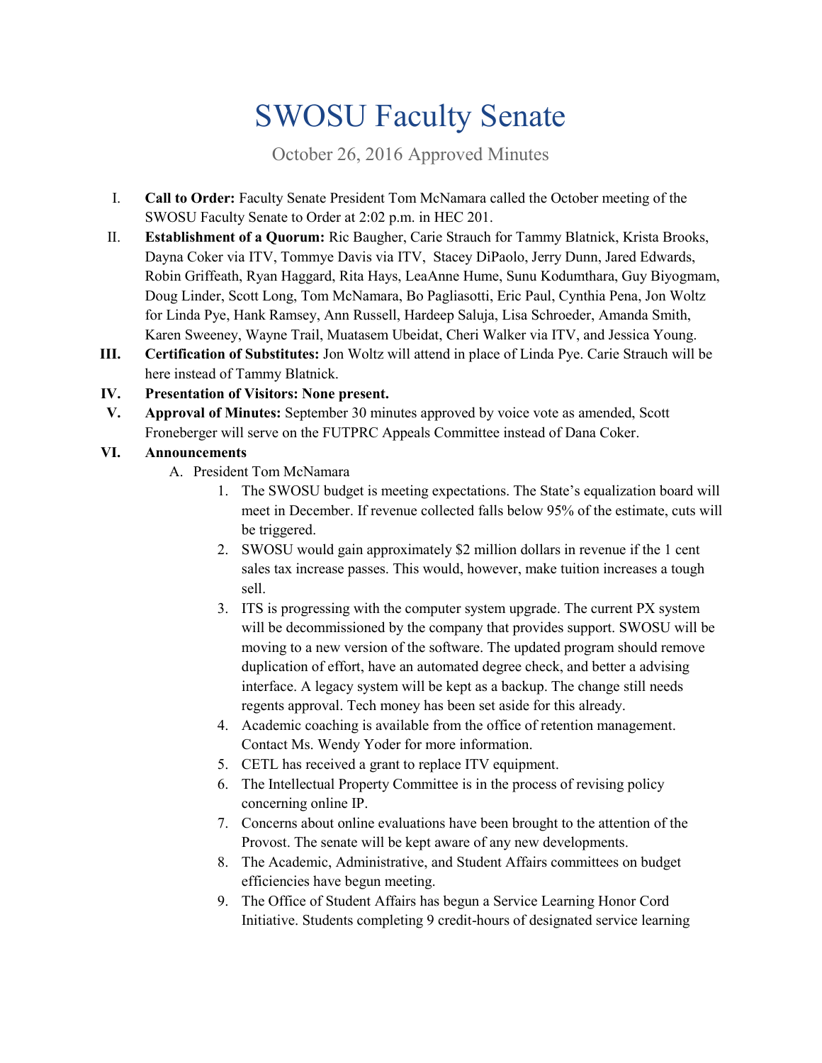# SWOSU Faculty Senate

October 26, 2016 Approved Minutes

I. **Call to Order:** Faculty Senate President Tom McNamara called the October meeting of the SWOSU Faculty Senate to Order at 2:02 p.m. in HEC 201.

II. **Establishment of a Quorum:** Ric Baugher, Carie Strauch for Tammy Blatnick, Krista Brooks, Dayna Coker via ITV, Tommye Davis via ITV, Stacey DiPaolo, Jerry Dunn, Jared Edwards, Robin Griffeath, Ryan Haggard, Rita Hays, LeaAnne Hume, Sunu Kodumthara, Guy Biyogmam, Doug Linder, Scott Long, Tom McNamara, Bo Pagliasotti, Eric Paul, Cynthia Pena, Jon Woltz for Linda Pye, Hank Ramsey, Ann Russell, Hardeep Saluja, Lisa Schroeder, Amanda Smith, Karen Sweeney, Wayne Trail, Muatasem Ubeidat, Cheri Walker via ITV, and Jessica Young.

**III. Certification of Substitutes:** Jon Woltz will attend in place of Linda Pye. Carie Strauch will be here instead of Tammy Blatnick.

**IV. Presentation of Visitors: None present.**

**V. Approval of Minutes:** September 30 minutes approved by voice vote as amended, Scott Froneberger will serve on the FUTPRC Appeals Committee instead of Dana Coker.

**VI. Announcements**

A. President Tom McNamara

1. The SWOSU budget is meeting expectations. The State's equalization board will meet in December. If revenue collected falls below 95% of the estimate, cuts will be triggered.
2. SWOSU would gain approximately $2 million dollars in revenue if the 1 cent sales tax increase passes. This would, however, make tuition increases a tough sell.
3. ITS is progressing with the computer system upgrade. The current PX system will be decommissioned by the company that provides support. SWOSU will be moving to a new version of the software. The updated program should remove duplication of effort, have an automated degree check, and better a advising interface. A legacy system will be kept as a backup. The change still needs regents approval. Tech money has been set aside for this already.
4. Academic coaching is available from the office of retention management. Contact Ms. Wendy Yoder for more information.
5. CETL has received a grant to replace ITV equipment.
6. The Intellectual Property Committee is in the process of revising policy concerning online IP.
7. Concerns about online evaluations have been brought to the attention of the Provost. The senate will be kept aware of any new developments.
8. The Academic, Administrative, and Student Affairs committees on budget efficiencies have begun meeting.
9. The Office of Student Affairs has begun a Service Learning Honor Cord Initiative. Students completing 9 credit-hours of designated service learning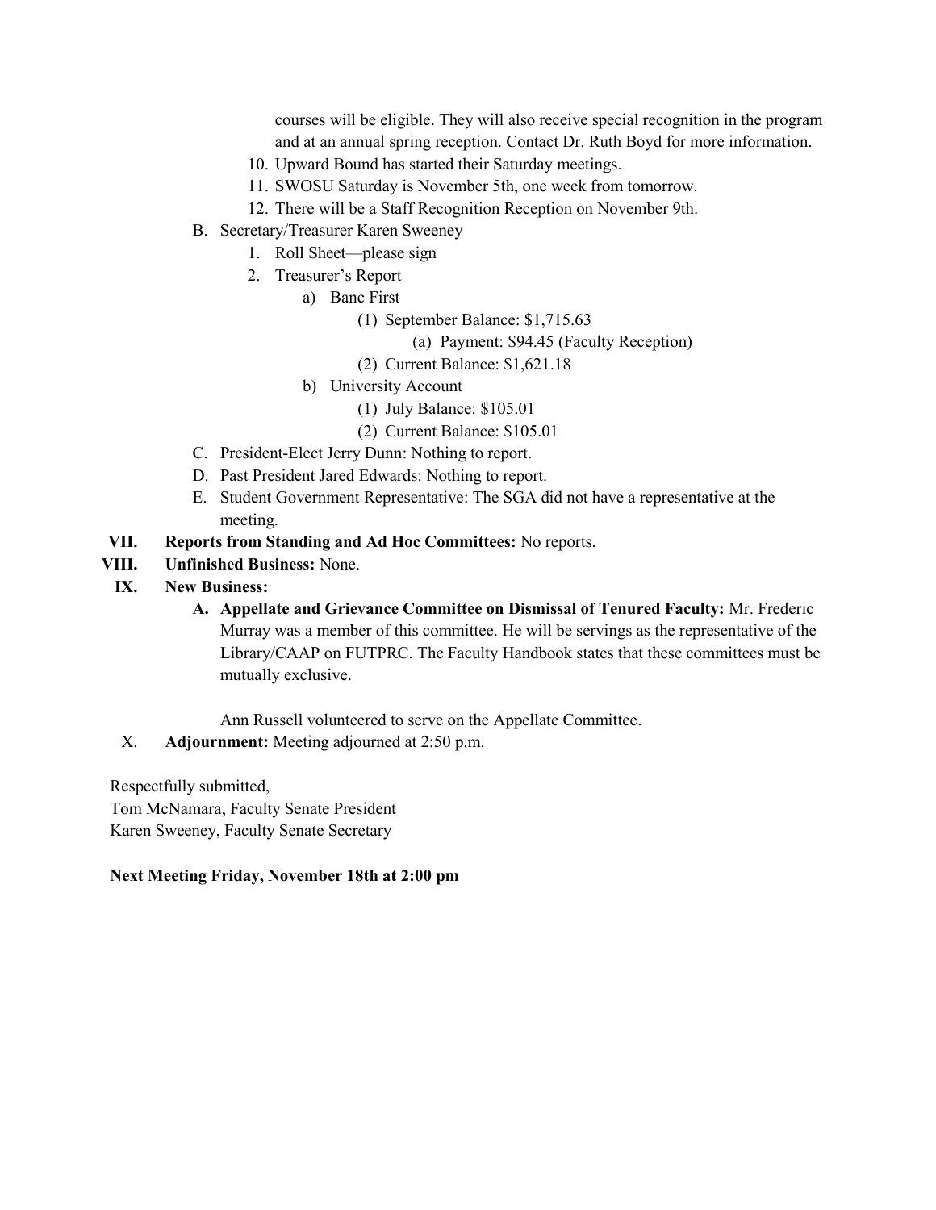courses will be eligible. They will also receive special recognition in the program and at an annual spring reception. Contact Dr. Ruth Boyd for more information.

10. Upward Bound has started their Saturday meetings.
11. SWOSU Saturday is November 5th, one week from tomorrow.
12. There will be a Staff Recognition Reception on November 9th.

B. Secretary/Treasurer Karen Sweeney
   1. Roll Sheet—please sign
   2. Treasurer's Report
      a) Banc First
         (1) September Balance: $1,715.63
            (a) Payment: $94.45 (Faculty Reception)
         (2) Current Balance: $1,621.18
      b) University Account
         (1) July Balance: $105.01
         (2) Current Balance: $105.01

C. President-Elect Jerry Dunn: Nothing to report.

D. Past President Jared Edwards: Nothing to report.

E. Student Government Representative: The SGA did not have a representative at the meeting.

VII. **Reports from Standing and Ad Hoc Committees:** No reports.

VIII. **Unfinished Business:** None.

IX. **New Business:**

A. **Appellate and Grievance Committee on Dismissal of Tenured Faculty:** Mr. Frederic Murray was a member of this committee. He will be servings as the representative of the Library/CAAP on FUTPRC. The Faculty Handbook states that these committees must be mutually exclusive.

   Ann Russell volunteered to serve on the Appellate Committee.

X. **Adjournment:** Meeting adjourned at 2:50 p.m.

Respectfully submitted,
Tom McNamara, Faculty Senate President
Karen Sweeney, Faculty Senate Secretary

**Next Meeting Friday, November 18th at 2:00 pm**